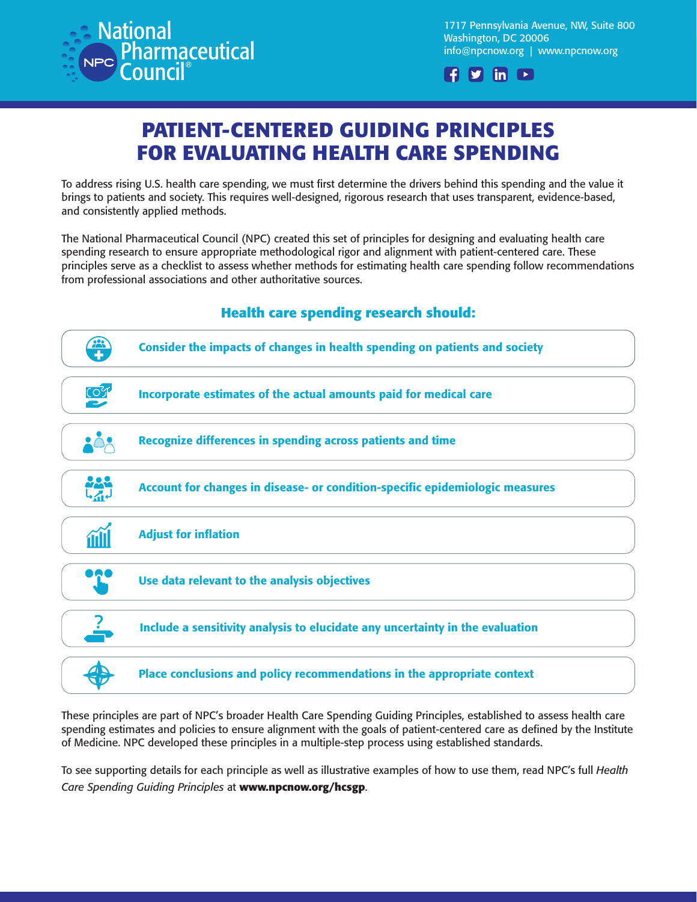National Pharmaceutical Council®

1717 Pennsylvania Avenue, NW, Suite 800
Washington, DC 20006
info@npcnow.org | www.npcnow.org

# PATIENT-CENTERED GUIDING PRINCIPLES FOR EVALUATING HEALTH CARE SPENDING

To address rising U.S. health care spending, we must first determine the drivers behind this spending and the value it brings to patients and society. This requires well-designed, rigorous research that uses transparent, evidence-based, and consistently applied methods.

The National Pharmaceutical Council (NPC) created this set of principles for designing and evaluating health care spending research to ensure appropriate methodological rigor and alignment with patient-centered care. These principles serve as a checklist to assess whether methods for estimating health care spending follow recommendations from professional associations and other authoritative sources.

## Health care spending research should:

- **Consider the impacts of changes in health spending on patients and society**
- **Incorporate estimates of the actual amounts paid for medical care**
- **Recognize differences in spending across patients and time**
- **Account for changes in disease- or condition-specific epidemiologic measures**
- **Adjust for inflation**
- **Use data relevant to the analysis objectives**
- **Include a sensitivity analysis to elucidate any uncertainty in the evaluation**
- **Place conclusions and policy recommendations in the appropriate context**

These principles are part of NPC's broader Health Care Spending Guiding Principles, established to assess health care spending estimates and policies to ensure alignment with the goals of patient-centered care as defined by the Institute of Medicine. NPC developed these principles in a multiple-step process using established standards.

To see supporting details for each principle as well as illustrative examples of how to use them, read NPC's full *Health Care Spending Guiding Principles* at **www.npcnow.org/hcsgp**.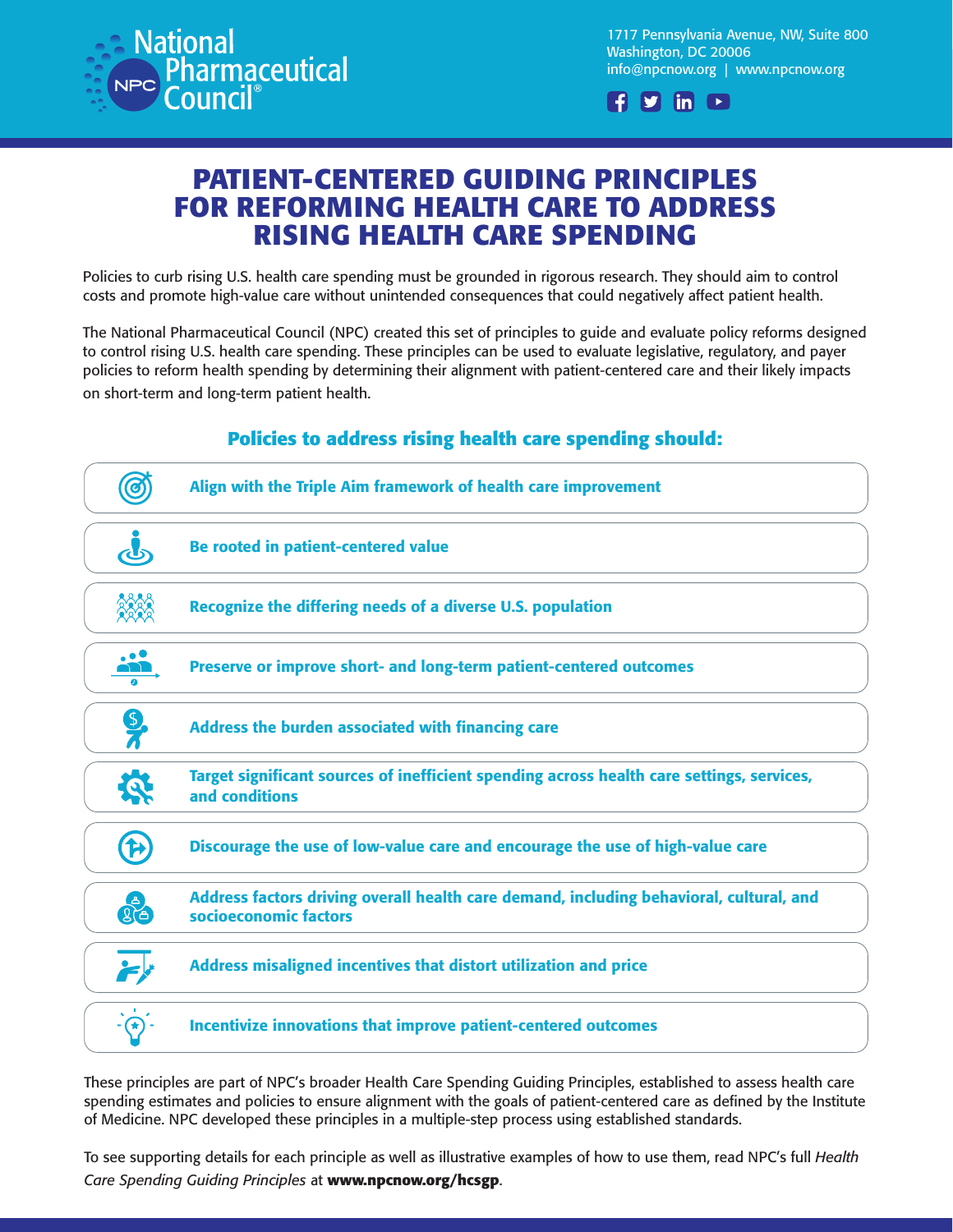National Pharmaceutical Council

1717 Pennsylvania Avenue, NW, Suite 800
Washington, DC 20006
info@npcnow.org | www.npcnow.org

# PATIENT-CENTERED GUIDING PRINCIPLES FOR REFORMING HEALTH CARE TO ADDRESS RISING HEALTH CARE SPENDING

Policies to curb rising U.S. health care spending must be grounded in rigorous research. They should aim to control costs and promote high-value care without unintended consequences that could negatively affect patient health.

The National Pharmaceutical Council (NPC) created this set of principles to guide and evaluate policy reforms designed to control rising U.S. health care spending. These principles can be used to evaluate legislative, regulatory, and payer policies to reform health spending by determining their alignment with patient-centered care and their likely impacts on short-term and long-term patient health.

## Policies to address rising health care spending should:

- **Align with the Triple Aim framework of health care improvement**
- **Be rooted in patient-centered value**
- **Recognize the differing needs of a diverse U.S. population**
- **Preserve or improve short- and long-term patient-centered outcomes**
- **Address the burden associated with financing care**
- **Target significant sources of inefficient spending across health care settings, services, and conditions**
- **Discourage the use of low-value care and encourage the use of high-value care**
- **Address factors driving overall health care demand, including behavioral, cultural, and socioeconomic factors**
- **Address misaligned incentives that distort utilization and price**
- **Incentivize innovations that improve patient-centered outcomes**

These principles are part of NPC's broader Health Care Spending Guiding Principles, established to assess health care spending estimates and policies to ensure alignment with the goals of patient-centered care as defined by the Institute of Medicine. NPC developed these principles in a multiple-step process using established standards.

To see supporting details for each principle as well as illustrative examples of how to use them, read NPC's full *Health Care Spending Guiding Principles* at **www.npcnow.org/hcsgp**.